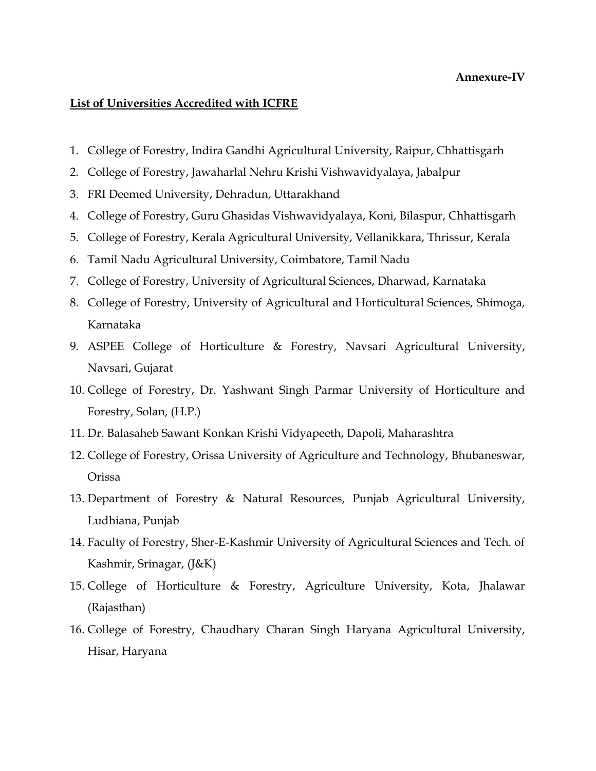**Annexure-IV**

**List of Universities Accredited with ICFRE**

1. College of Forestry, Indira Gandhi Agricultural University, Raipur, Chhattisgarh
2. College of Forestry, Jawaharlal Nehru Krishi Vishwavidyalaya, Jabalpur
3. FRI Deemed University, Dehradun, Uttarakhand
4. College of Forestry, Guru Ghasidas Vishwavidyalaya, Koni, Bilaspur, Chhattisgarh
5. College of Forestry, Kerala Agricultural University, Vellanikkara, Thrissur, Kerala
6. Tamil Nadu Agricultural University, Coimbatore, Tamil Nadu
7. College of Forestry, University of Agricultural Sciences, Dharwad, Karnataka
8. College of Forestry, University of Agricultural and Horticultural Sciences, Shimoga, Karnataka
9. ASPEE College of Horticulture & Forestry, Navsari Agricultural University, Navsari, Gujarat
10. College of Forestry, Dr. Yashwant Singh Parmar University of Horticulture and Forestry, Solan, (H.P.)
11. Dr. Balasaheb Sawant Konkan Krishi Vidyapeeth, Dapoli, Maharashtra
12. College of Forestry, Orissa University of Agriculture and Technology, Bhubaneswar, Orissa
13. Department of Forestry & Natural Resources, Punjab Agricultural University, Ludhiana, Punjab
14. Faculty of Forestry, Sher-E-Kashmir University of Agricultural Sciences and Tech. of Kashmir, Srinagar, (J&K)
15. College of Horticulture & Forestry, Agriculture University, Kota, Jhalawar (Rajasthan)
16. College of Forestry, Chaudhary Charan Singh Haryana Agricultural University, Hisar, Haryana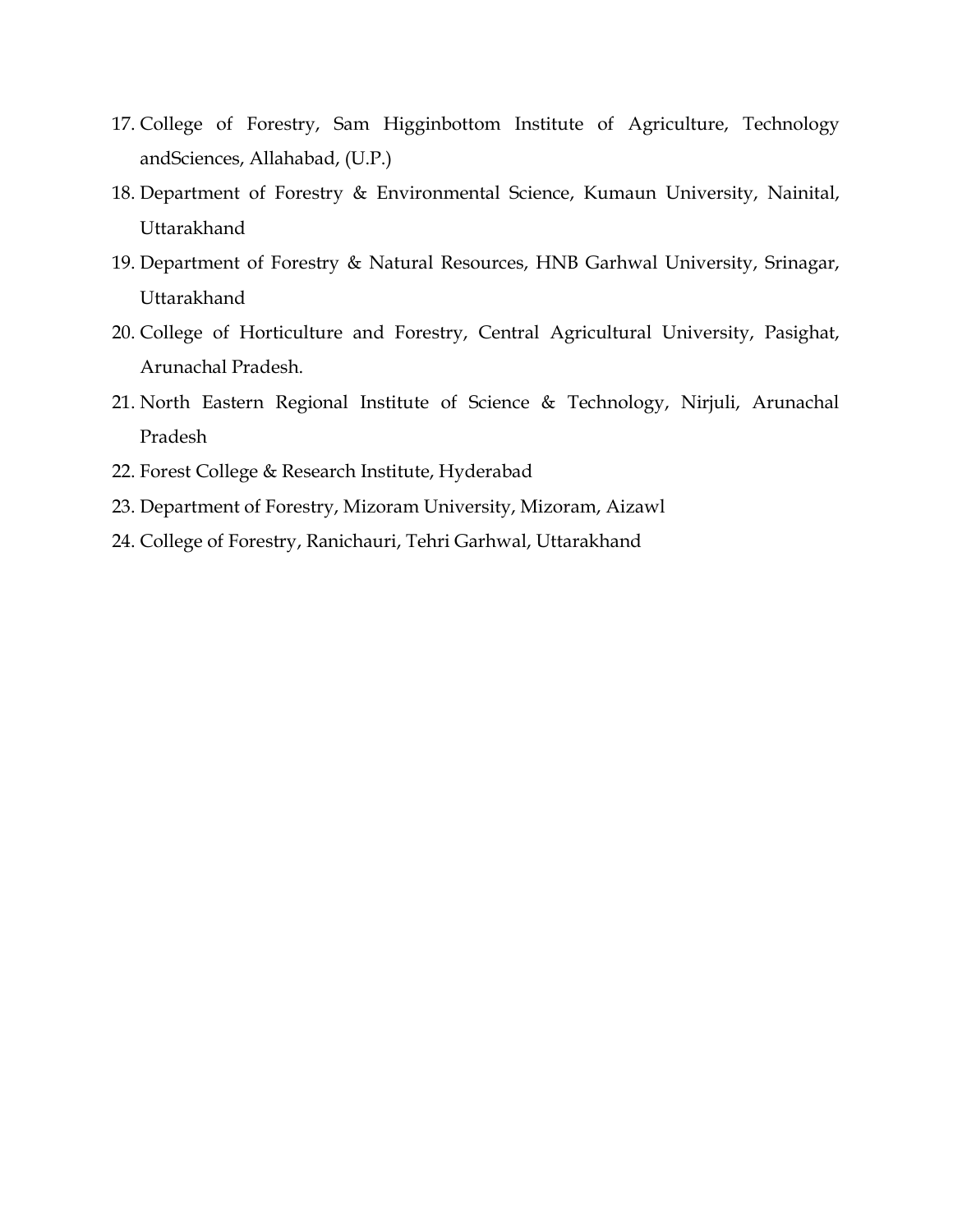17. College of Forestry, Sam Higginbottom Institute of Agriculture, Technology andSciences, Allahabad, (U.P.)
18. Department of Forestry & Environmental Science, Kumaun University, Nainital, Uttarakhand
19. Department of Forestry & Natural Resources, HNB Garhwal University, Srinagar, Uttarakhand
20. College of Horticulture and Forestry, Central Agricultural University, Pasighat, Arunachal Pradesh.
21. North Eastern Regional Institute of Science & Technology, Nirjuli, Arunachal Pradesh
22. Forest College & Research Institute, Hyderabad
23. Department of Forestry, Mizoram University, Mizoram, Aizawl
24. College of Forestry, Ranichauri, Tehri Garhwal, Uttarakhand